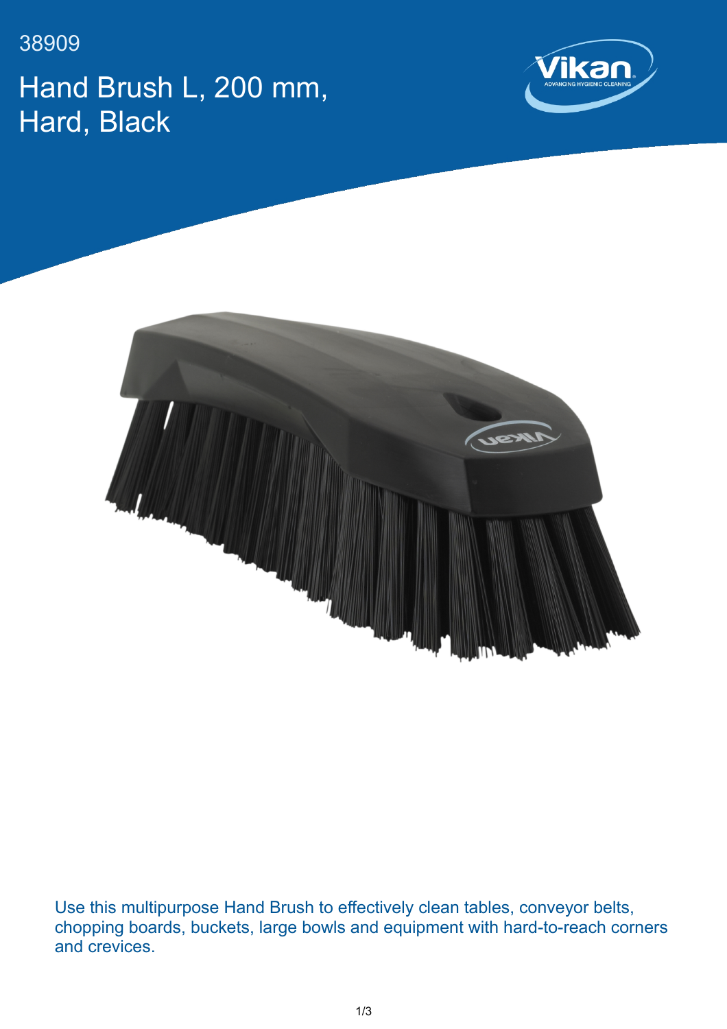38909

# Hand Brush L, 200 mm, Hard, Black

Use this multipurpose Hand Brush to effectively clean tables, conveyor belts, chopping boards, buckets, large bowls and equipment with hard-to-reach corners and crevices.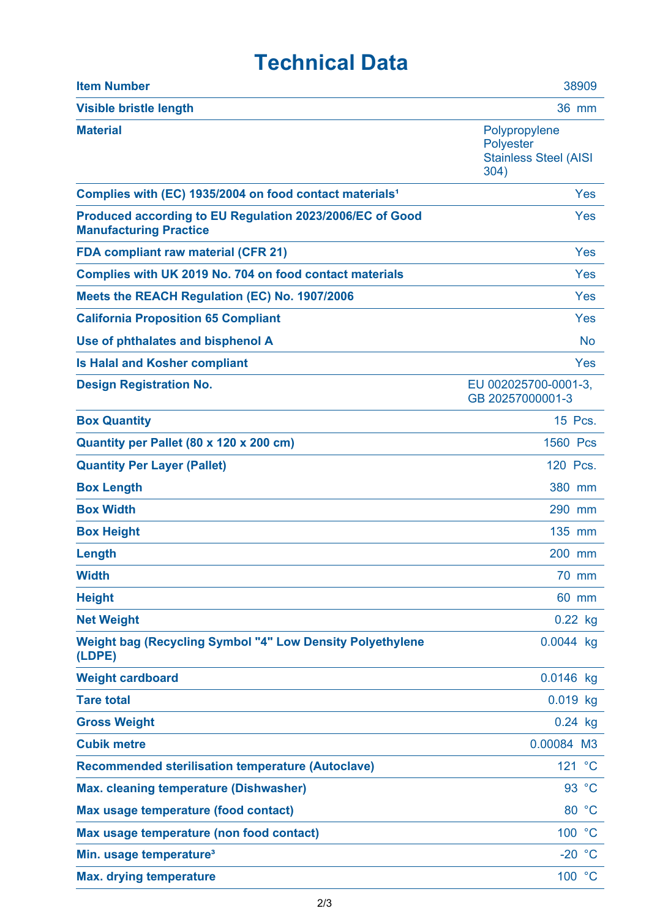# Technical Data

| | |
|---|---|
| **Item Number** | 38909 |
| **Visible bristle length** | 36 mm |
| **Material** | Polypropylene<br>Polyester<br>Stainless Steel (AISI 304) |
| **Complies with (EC) 1935/2004 on food contact materials[1]** | Yes |
| **Produced according to EU Regulation 2023/2006/EC of Good Manufacturing Practice** | Yes |
| **FDA compliant raw material (CFR 21)** | Yes |
| **Complies with UK 2019 No. 704 on food contact materials** | Yes |
| **Meets the REACH Regulation (EC) No. 1907/2006** | Yes |
| **California Proposition 65 Compliant** | Yes |
| **Use of phthalates and bisphenol A** | No |
| **Is Halal and Kosher compliant** | Yes |
| **Design Registration No.** | EU 002025700-0001-3, GB 20257000001-3 |
| **Box Quantity** | 15 Pcs. |
| **Quantity per Pallet (80 x 120 x 200 cm)** | 1560 Pcs |
| **Quantity Per Layer (Pallet)** | 120 Pcs. |
| **Box Length** | 380 mm |
| **Box Width** | 290 mm |
| **Box Height** | 135 mm |
| **Length** | 200 mm |
| **Width** | 70 mm |
| **Height** | 60 mm |
| **Net Weight** | 0.22 kg |
| **Weight bag (Recycling Symbol "4" Low Density Polyethylene (LDPE)** | 0.0044 kg |
| **Weight cardboard** | 0.0146 kg |
| **Tare total** | 0.019 kg |
| **Gross Weight** | 0.24 kg |
| **Cubik metre** | 0.00084 M3 |
| **Recommended sterilisation temperature (Autoclave)** | 121 °C |
| **Max. cleaning temperature (Dishwasher)** | 93 °C |
| **Max usage temperature (food contact)** | 80 °C |
| **Max usage temperature (non food contact)** | 100 °C |
| **Min. usage temperature[3]** | -20 °C |
| **Max. drying temperature** | 100 °C |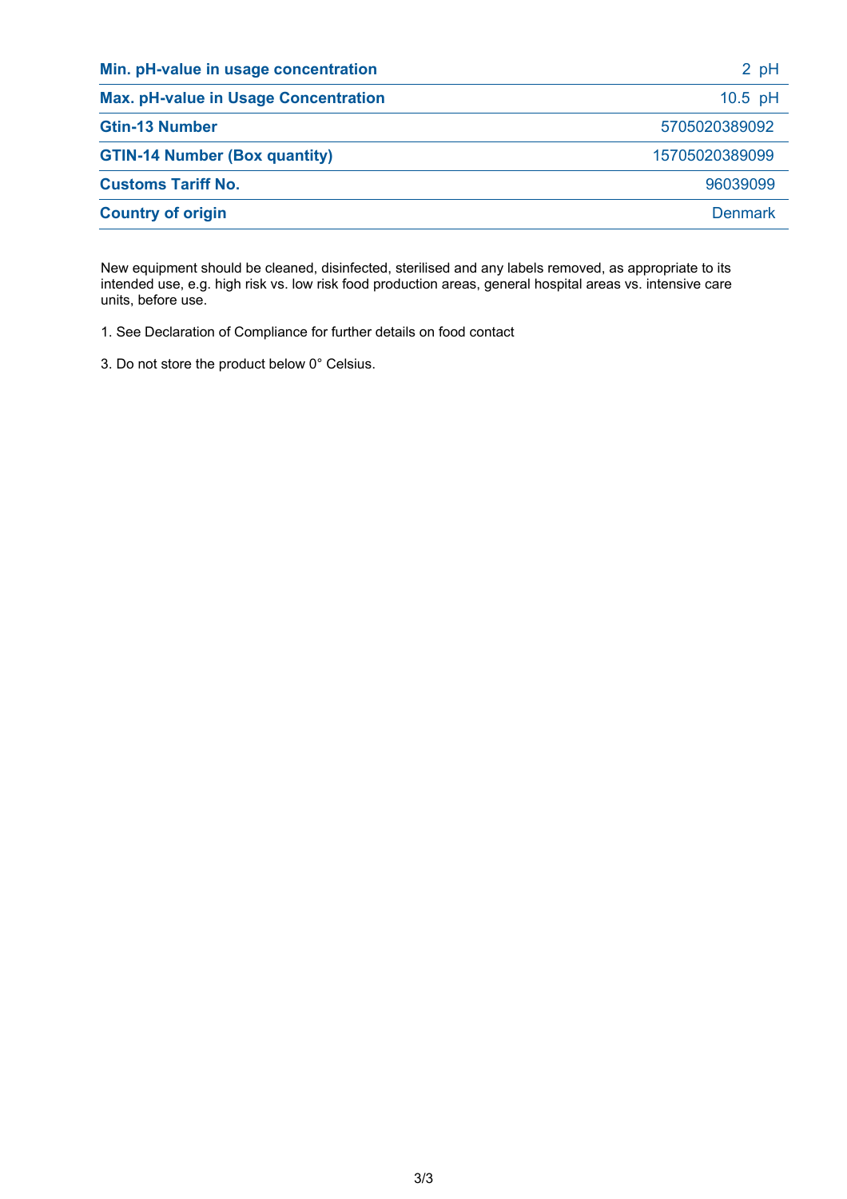| | |
|---|---|
| **Min. pH-value in usage concentration** | 2 pH |
| **Max. pH-value in Usage Concentration** | 10.5 pH |
| **Gtin-13 Number** | 5705020389092 |
| **GTIN-14 Number (Box quantity)** | 15705020389099 |
| **Customs Tariff No.** | 96039099 |
| **Country of origin** | Denmark |

New equipment should be cleaned, disinfected, sterilised and any labels removed, as appropriate to its intended use, e.g. high risk vs. low risk food production areas, general hospital areas vs. intensive care units, before use.

1. See Declaration of Compliance for further details on food contact

3. Do not store the product below 0° Celsius.